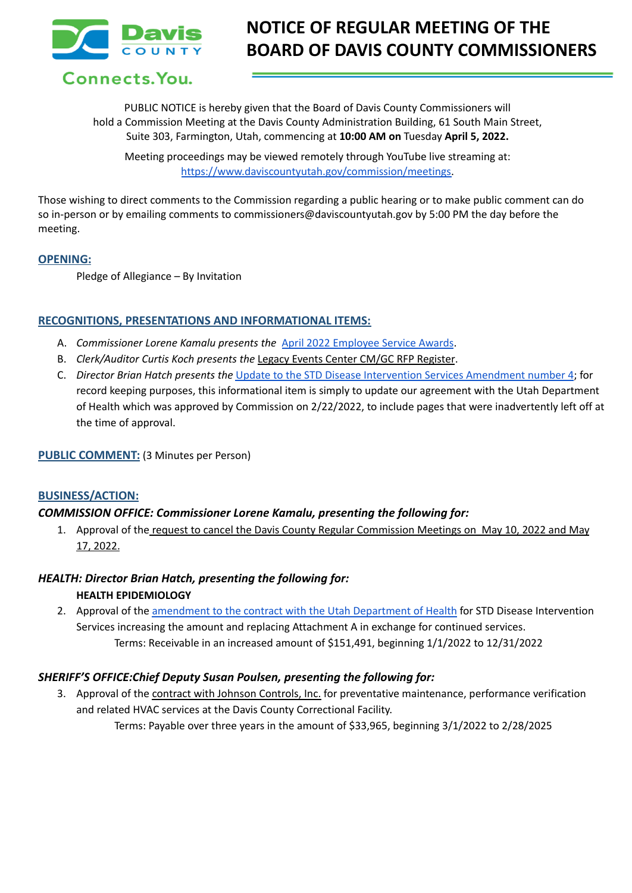# NOTICE OF REGULAR MEETING OF THE BOARD OF DAVIS COUNTY COMMISSIONERS

PUBLIC NOTICE is hereby given that the Board of Davis County Commissioners will hold a Commission Meeting at the Davis County Administration Building, 61 South Main Street, Suite 303, Farmington, Utah, commencing at **10:00 AM on** Tuesday **April 5, 2022.**

Meeting proceedings may be viewed remotely through YouTube live streaming at: https://www.daviscountyutah.gov/commission/meetings.

Those wishing to direct comments to the Commission regarding a public hearing or to make public comment can do so in-person or by emailing comments to commissioners@daviscountyutah.gov by 5:00 PM the day before the meeting.

## OPENING:

Pledge of Allegiance – By Invitation

## RECOGNITIONS, PRESENTATIONS AND INFORMATIONAL ITEMS:

A. *Commissioner Lorene Kamalu presents the* April 2022 Employee Service Awards.
B. *Clerk/Auditor Curtis Koch presents the* Legacy Events Center CM/GC RFP Register.
C. *Director Brian Hatch presents the* Update to the STD Disease Intervention Services Amendment number 4; for record keeping purposes, this informational item is simply to update our agreement with the Utah Department of Health which was approved by Commission on 2/22/2022, to include pages that were inadvertently left off at the time of approval.

## PUBLIC COMMENT: (3 Minutes per Person)

## BUSINESS/ACTION:

### *COMMISSION OFFICE: Commissioner Lorene Kamalu, presenting the following for:*

1. Approval of the request to cancel the Davis County Regular Commission Meetings on May 10, 2022 and May 17, 2022.

### *HEALTH: Director Brian Hatch, presenting the following for:*

**HEALTH EPIDEMIOLOGY**

2. Approval of the amendment to the contract with the Utah Department of Health for STD Disease Intervention Services increasing the amount and replacing Attachment A in exchange for continued services.
   Terms: Receivable in an increased amount of $151,491, beginning 1/1/2022 to 12/31/2022

### *SHERIFF'S OFFICE:Chief Deputy Susan Poulsen, presenting the following for:*

3. Approval of the contract with Johnson Controls, Inc. for preventative maintenance, performance verification and related HVAC services at the Davis County Correctional Facility.
   Terms: Payable over three years in the amount of $33,965, beginning 3/1/2022 to 2/28/2025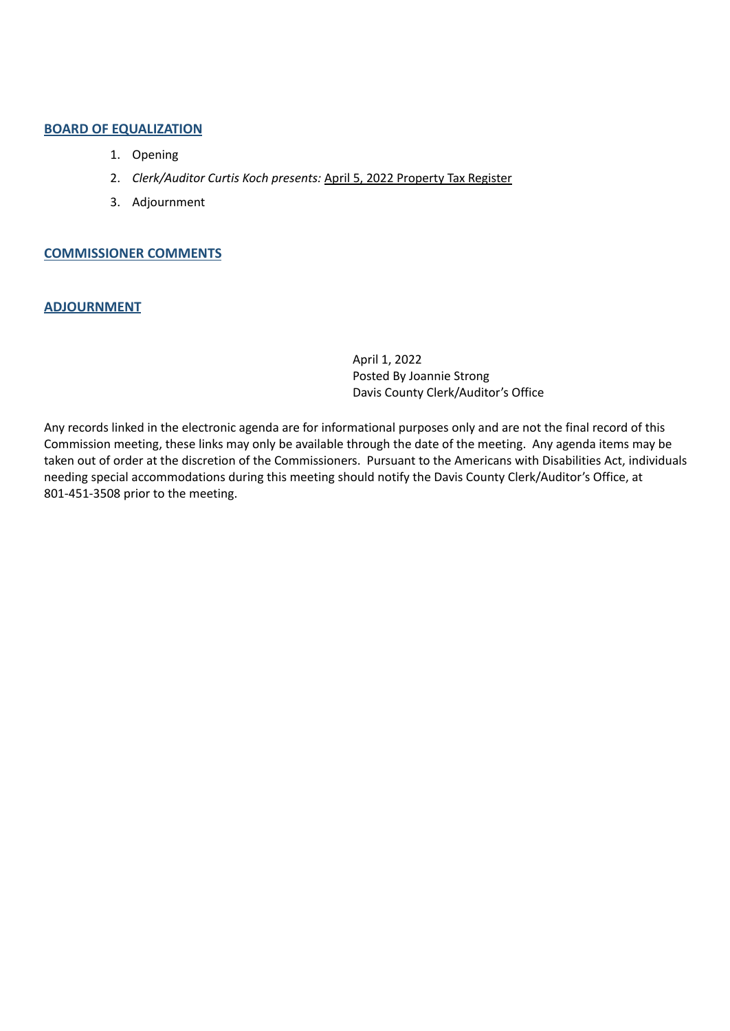## BOARD OF EQUALIZATION

1. Opening
2. *Clerk/Auditor Curtis Koch presents:* April 5, 2022 Property Tax Register
3. Adjournment

## COMMISSIONER COMMENTS

## ADJOURNMENT

April 1, 2022
Posted By Joannie Strong
Davis County Clerk/Auditor's Office

Any records linked in the electronic agenda are for informational purposes only and are not the final record of this Commission meeting, these links may only be available through the date of the meeting. Any agenda items may be taken out of order at the discretion of the Commissioners. Pursuant to the Americans with Disabilities Act, individuals needing special accommodations during this meeting should notify the Davis County Clerk/Auditor's Office, at 801-451-3508 prior to the meeting.